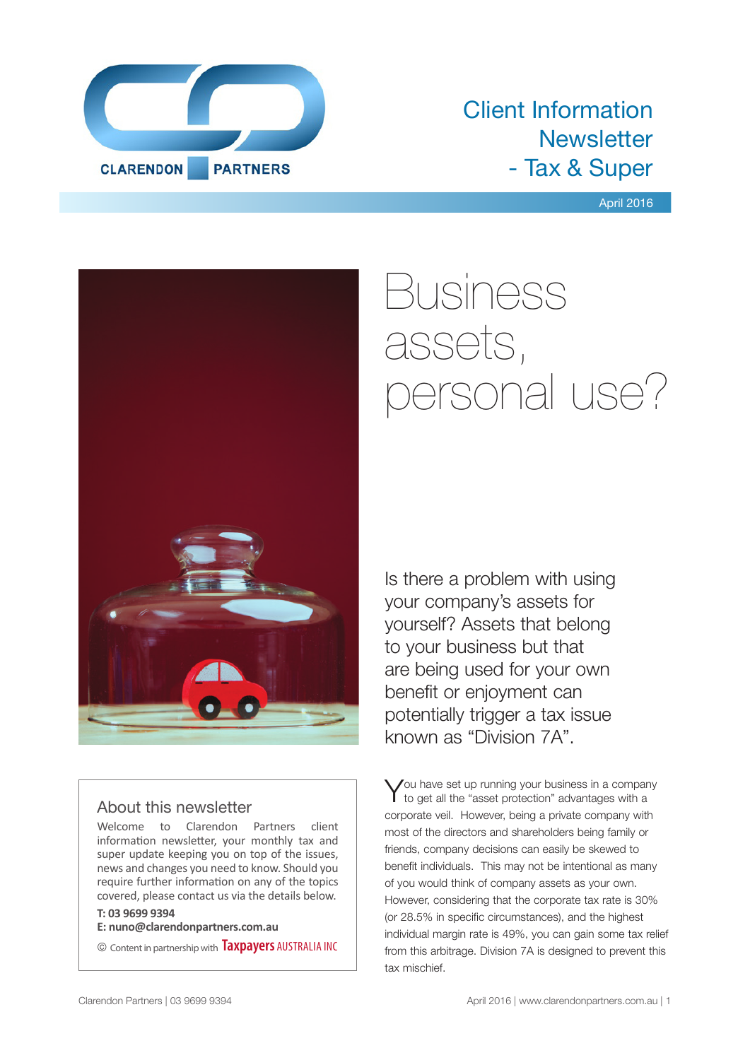CLARENDON PARTNERS

Client Information Newsletter - Tax & Super

April 2016

# Business assets, personal use?

Is there a problem with using your company's assets for yourself? Assets that belong to your business but that are being used for your own benefit or enjoyment can potentially trigger a tax issue known as "Division 7A".

You have set up running your business in a company to get all the "asset protection" advantages with a corporate veil. However, being a private company with most of the directors and shareholders being family or friends, company decisions can easily be skewed to benefit individuals. This may not be intentional as many of you would think of company assets as your own. However, considering that the corporate tax rate is 30% (or 28.5% in specific circumstances), and the highest individual margin rate is 49%, you can gain some tax relief from this arbitrage. Division 7A is designed to prevent this tax mischief.

## About this newsletter

Welcome to Clarendon Partners client information newsletter, your monthly tax and super update keeping you on top of the issues, news and changes you need to know. Should you require further information on any of the topics covered, please contact us via the details below.

**T: 03 9699 9394**
**E: nuno@clarendonpartners.com.au**

© Content in partnership with Taxpayers AUSTRALIA INC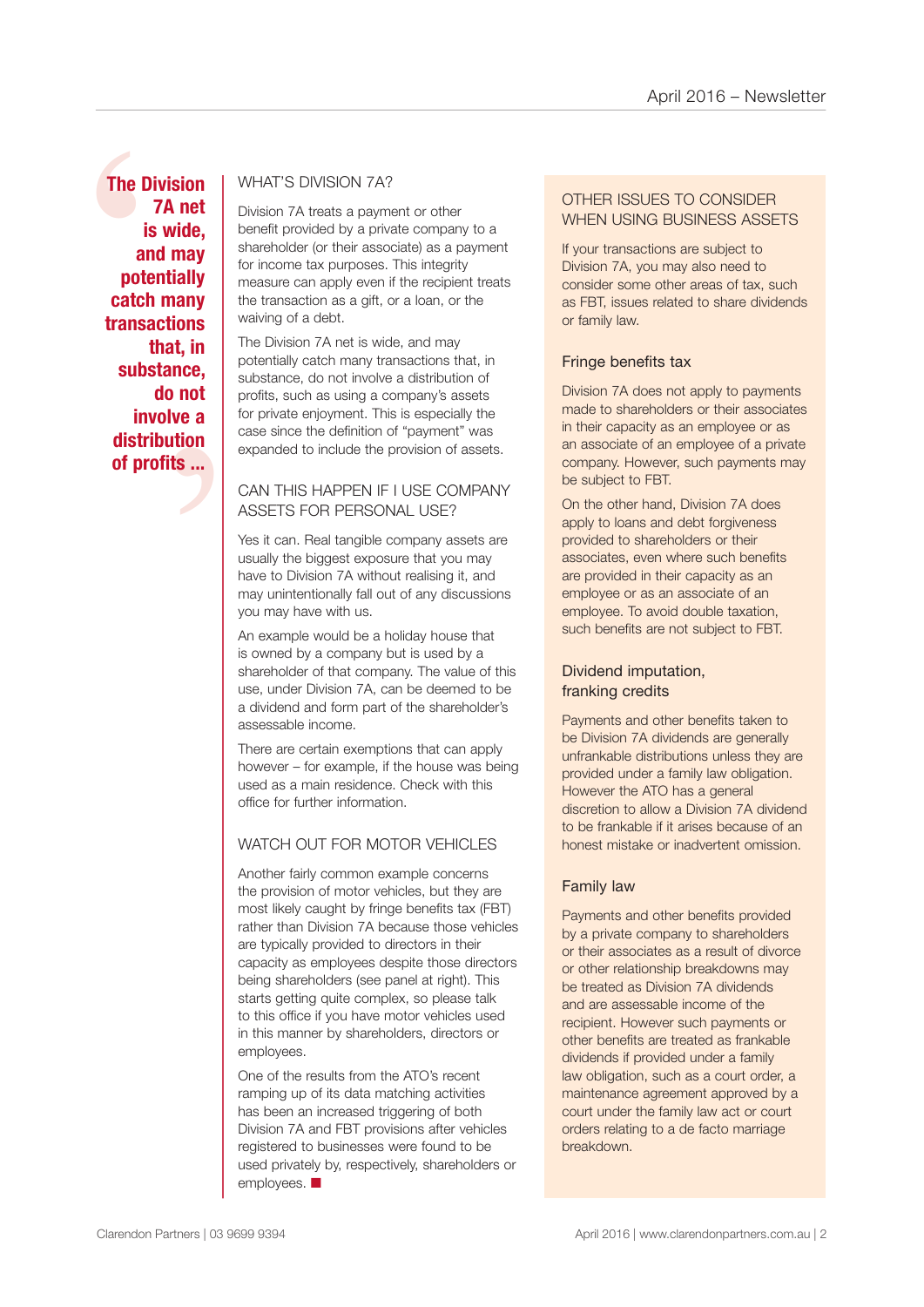> **The Division 7A net is wide, and may potentially catch many transactions that, in substance, do not involve a distribution of profits ...**

## WHAT'S DIVISION 7A?

Division 7A treats a payment or other benefit provided by a private company to a shareholder (or their associate) as a payment for income tax purposes. This integrity measure can apply even if the recipient treats the transaction as a gift, or a loan, or the waiving of a debt.

The Division 7A net is wide, and may potentially catch many transactions that, in substance, do not involve a distribution of profits, such as using a company's assets for private enjoyment. This is especially the case since the definition of "payment" was expanded to include the provision of assets.

## CAN THIS HAPPEN IF I USE COMPANY ASSETS FOR PERSONAL USE?

Yes it can. Real tangible company assets are usually the biggest exposure that you may have to Division 7A without realising it, and may unintentionally fall out of any discussions you may have with us.

An example would be a holiday house that is owned by a company but is used by a shareholder of that company. The value of this use, under Division 7A, can be deemed to be a dividend and form part of the shareholder's assessable income.

There are certain exemptions that can apply however – for example, if the house was being used as a main residence. Check with this office for further information.

## WATCH OUT FOR MOTOR VEHICLES

Another fairly common example concerns the provision of motor vehicles, but they are most likely caught by fringe benefits tax (FBT) rather than Division 7A because those vehicles are typically provided to directors in their capacity as employees despite those directors being shareholders (see panel at right). This starts getting quite complex, so please talk to this office if you have motor vehicles used in this manner by shareholders, directors or employees.

One of the results from the ATO's recent ramping up of its data matching activities has been an increased triggering of both Division 7A and FBT provisions after vehicles registered to businesses were found to be used privately by, respectively, shareholders or employees. ■

## OTHER ISSUES TO CONSIDER WHEN USING BUSINESS ASSETS

If your transactions are subject to Division 7A, you may also need to consider some other areas of tax, such as FBT, issues related to share dividends or family law.

### Fringe benefits tax

Division 7A does not apply to payments made to shareholders or their associates in their capacity as an employee or as an associate of an employee of a private company. However, such payments may be subject to FBT.

On the other hand, Division 7A does apply to loans and debt forgiveness provided to shareholders or their associates, even where such benefits are provided in their capacity as an employee or as an associate of an employee. To avoid double taxation, such benefits are not subject to FBT.

### Dividend imputation, franking credits

Payments and other benefits taken to be Division 7A dividends are generally unfrankable distributions unless they are provided under a family law obligation. However the ATO has a general discretion to allow a Division 7A dividend to be frankable if it arises because of an honest mistake or inadvertent omission.

### Family law

Payments and other benefits provided by a private company to shareholders or their associates as a result of divorce or other relationship breakdowns may be treated as Division 7A dividends and are assessable income of the recipient. However such payments or other benefits are treated as frankable dividends if provided under a family law obligation, such as a court order, a maintenance agreement approved by a court under the family law act or court orders relating to a de facto marriage breakdown.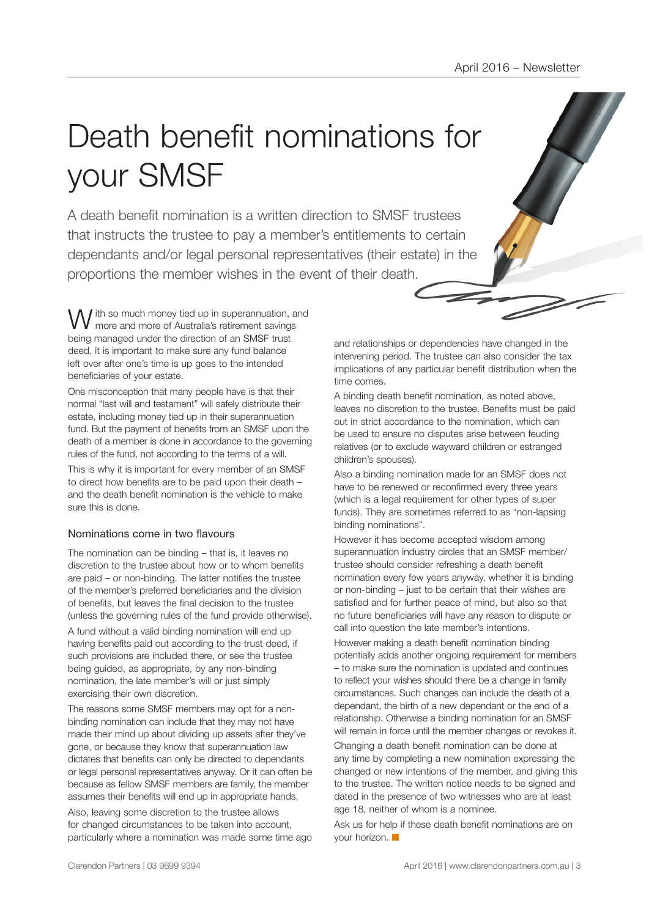# Death benefit nominations for your SMSF

A death benefit nomination is a written direction to SMSF trustees that instructs the trustee to pay a member's entitlements to certain dependants and/or legal personal representatives (their estate) in the proportions the member wishes in the event of their death.

With so much money tied up in superannuation, and more and more of Australia's retirement savings being managed under the direction of an SMSF trust deed, it is important to make sure any fund balance left over after one's time is up goes to the intended beneficiaries of your estate.

One misconception that many people have is that their normal "last will and testament" will safely distribute their estate, including money tied up in their superannuation fund. But the payment of benefits from an SMSF upon the death of a member is done in accordance to the governing rules of the fund, not according to the terms of a will.

This is why it is important for every member of an SMSF to direct how benefits are to be paid upon their death – and the death benefit nomination is the vehicle to make sure this is done.

## Nominations come in two flavours

The nomination can be binding – that is, it leaves no discretion to the trustee about how or to whom benefits are paid – or non-binding. The latter notifies the trustee of the member's preferred beneficiaries and the division of benefits, but leaves the final decision to the trustee (unless the governing rules of the fund provide otherwise).

A fund without a valid binding nomination will end up having benefits paid out according to the trust deed, if such provisions are included there, or see the trustee being guided, as appropriate, by any non-binding nomination, the late member's will or just simply exercising their own discretion.

The reasons some SMSF members may opt for a non-binding nomination can include that they may not have made their mind up about dividing up assets after they've gone, or because they know that superannuation law dictates that benefits can only be directed to dependants or legal personal representatives anyway. Or it can often be because as fellow SMSF members are family, the member assumes their benefits will end up in appropriate hands.

Also, leaving some discretion to the trustee allows for changed circumstances to be taken into account, particularly where a nomination was made some time ago and relationships or dependencies have changed in the intervening period. The trustee can also consider the tax implications of any particular benefit distribution when the time comes.

A binding death benefit nomination, as noted above, leaves no discretion to the trustee. Benefits must be paid out in strict accordance to the nomination, which can be used to ensure no disputes arise between feuding relatives (or to exclude wayward children or estranged children's spouses).

Also a binding nomination made for an SMSF does not have to be renewed or reconfirmed every three years (which is a legal requirement for other types of super funds). They are sometimes referred to as "non-lapsing binding nominations".

However it has become accepted wisdom among superannuation industry circles that an SMSF member/trustee should consider refreshing a death benefit nomination every few years anyway, whether it is binding or non-binding – just to be certain that their wishes are satisfied and for further peace of mind, but also so that no future beneficiaries will have any reason to dispute or call into question the late member's intentions.

However making a death benefit nomination binding potentially adds another ongoing requirement for members – to make sure the nomination is updated and continues to reflect your wishes should there be a change in family circumstances. Such changes can include the death of a dependant, the birth of a new dependant or the end of a relationship. Otherwise a binding nomination for an SMSF will remain in force until the member changes or revokes it.

Changing a death benefit nomination can be done at any time by completing a new nomination expressing the changed or new intentions of the member, and giving this to the trustee. The written notice needs to be signed and dated in the presence of two witnesses who are at least age 18, neither of whom is a nominee.

Ask us for help if these death benefit nominations are on your horizon. ■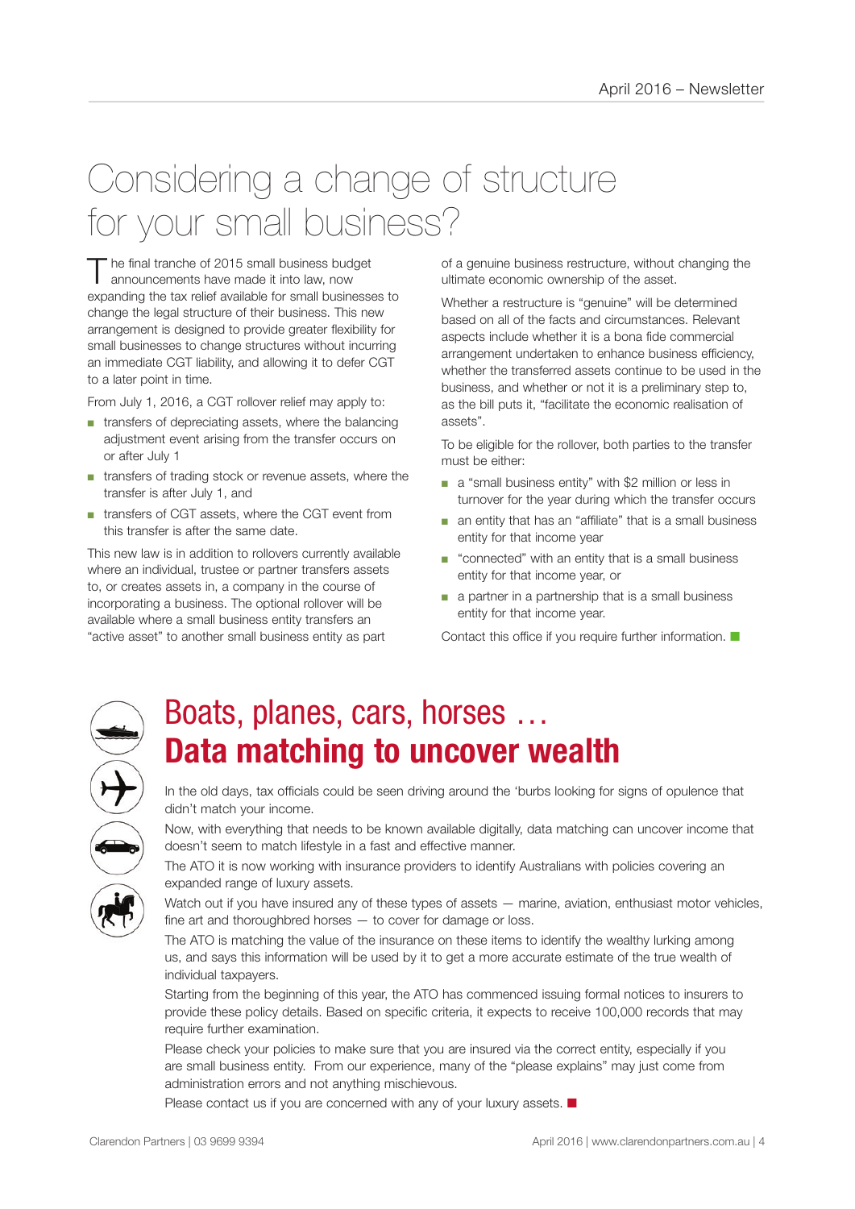# Considering a change of structure for your small business?

The final tranche of 2015 small business budget announcements have made it into law, now expanding the tax relief available for small businesses to change the legal structure of their business. This new arrangement is designed to provide greater flexibility for small businesses to change structures without incurring an immediate CGT liability, and allowing it to defer CGT to a later point in time.

From July 1, 2016, a CGT rollover relief may apply to:

- transfers of depreciating assets, where the balancing adjustment event arising from the transfer occurs on or after July 1
- transfers of trading stock or revenue assets, where the transfer is after July 1, and
- transfers of CGT assets, where the CGT event from this transfer is after the same date.

This new law is in addition to rollovers currently available where an individual, trustee or partner transfers assets to, or creates assets in, a company in the course of incorporating a business. The optional rollover will be available where a small business entity transfers an "active asset" to another small business entity as part of a genuine business restructure, without changing the ultimate economic ownership of the asset.

Whether a restructure is "genuine" will be determined based on all of the facts and circumstances. Relevant aspects include whether it is a bona fide commercial arrangement undertaken to enhance business efficiency, whether the transferred assets continue to be used in the business, and whether or not it is a preliminary step to, as the bill puts it, "facilitate the economic realisation of assets".

To be eligible for the rollover, both parties to the transfer must be either:

- a "small business entity" with $2 million or less in turnover for the year during which the transfer occurs
- an entity that has an "affiliate" that is a small business entity for that income year
- "connected" with an entity that is a small business entity for that income year, or
- a partner in a partnership that is a small business entity for that income year.

Contact this office if you require further information.

# Boats, planes, cars, horses …
# **Data matching to uncover wealth**

In the old days, tax officials could be seen driving around the 'burbs looking for signs of opulence that didn't match your income.

Now, with everything that needs to be known available digitally, data matching can uncover income that doesn't seem to match lifestyle in a fast and effective manner.

The ATO it is now working with insurance providers to identify Australians with policies covering an expanded range of luxury assets.

Watch out if you have insured any of these types of assets — marine, aviation, enthusiast motor vehicles, fine art and thoroughbred horses — to cover for damage or loss.

The ATO is matching the value of the insurance on these items to identify the wealthy lurking among us, and says this information will be used by it to get a more accurate estimate of the true wealth of individual taxpayers.

Starting from the beginning of this year, the ATO has commenced issuing formal notices to insurers to provide these policy details. Based on specific criteria, it expects to receive 100,000 records that may require further examination.

Please check your policies to make sure that you are insured via the correct entity, especially if you are small business entity. From our experience, many of the "please explains" may just come from administration errors and not anything mischievous.

Please contact us if you are concerned with any of your luxury assets.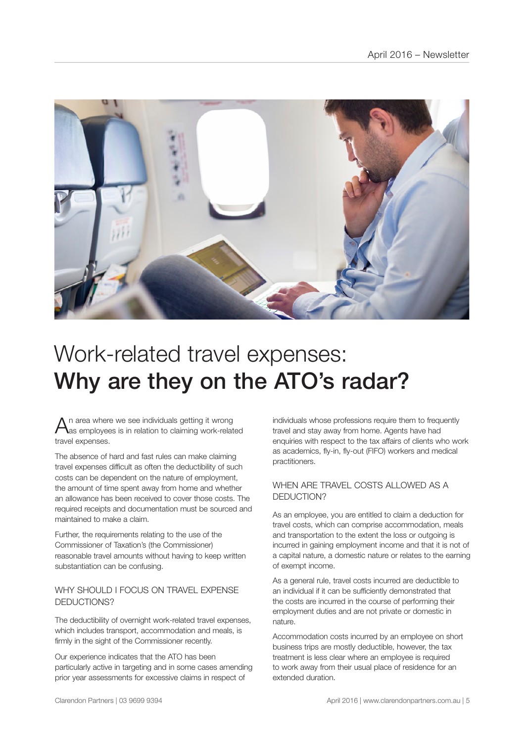# Work-related travel expenses: **Why are they on the ATO's radar?**

An area where we see individuals getting it wrong as employees is in relation to claiming work-related travel expenses.

The absence of hard and fast rules can make claiming travel expenses difficult as often the deductibility of such costs can be dependent on the nature of employment, the amount of time spent away from home and whether an allowance has been received to cover those costs. The required receipts and documentation must be sourced and maintained to make a claim.

Further, the requirements relating to the use of the Commissioner of Taxation's (the Commissioner) reasonable travel amounts without having to keep written substantiation can be confusing.

## WHY SHOULD I FOCUS ON TRAVEL EXPENSE DEDUCTIONS?

The deductibility of overnight work-related travel expenses, which includes transport, accommodation and meals, is firmly in the sight of the Commissioner recently.

Our experience indicates that the ATO has been particularly active in targeting and in some cases amending prior year assessments for excessive claims in respect of individuals whose professions require them to frequently travel and stay away from home. Agents have had enquiries with respect to the tax affairs of clients who work as academics, fly-in, fly-out (FIFO) workers and medical practitioners.

## WHEN ARE TRAVEL COSTS ALLOWED AS A DEDUCTION?

As an employee, you are entitled to claim a deduction for travel costs, which can comprise accommodation, meals and transportation to the extent the loss or outgoing is incurred in gaining employment income and that it is not of a capital nature, a domestic nature or relates to the earning of exempt income.

As a general rule, travel costs incurred are deductible to an individual if it can be sufficiently demonstrated that the costs are incurred in the course of performing their employment duties and are not private or domestic in nature.

Accommodation costs incurred by an employee on short business trips are mostly deductible, however, the tax treatment is less clear where an employee is required to work away from their usual place of residence for an extended duration.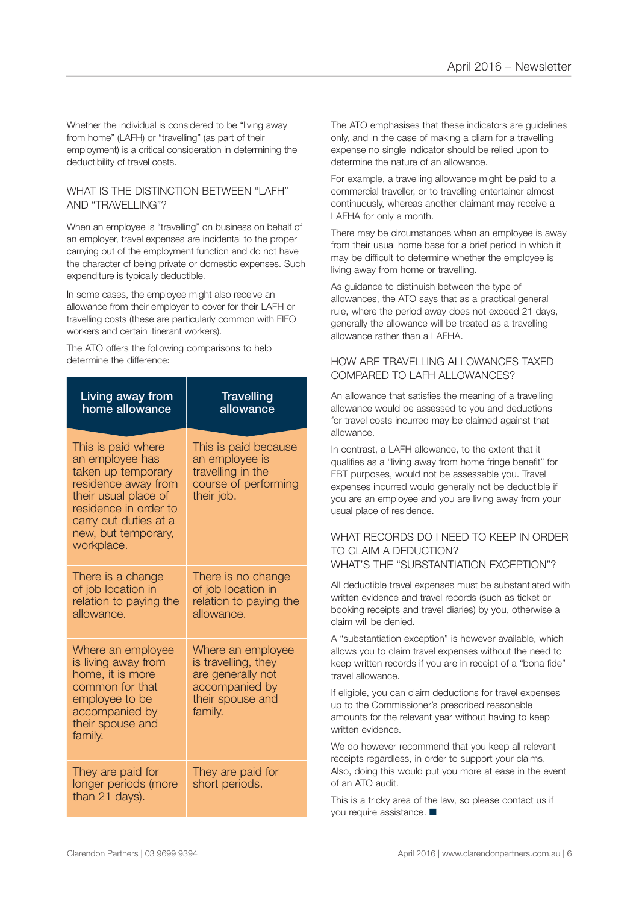Whether the individual is considered to be "living away from home" (LAFH) or "travelling" (as part of their employment) is a critical consideration in determining the deductibility of travel costs.

## WHAT IS THE DISTINCTION BETWEEN "LAFH" AND "TRAVELLING"?

When an employee is "travelling" on business on behalf of an employer, travel expenses are incidental to the proper carrying out of the employment function and do not have the character of being private or domestic expenses. Such expenditure is typically deductible.

In some cases, the employee might also receive an allowance from their employer to cover for their LAFH or travelling costs (these are particularly common with FIFO workers and certain itinerant workers).

The ATO offers the following comparisons to help determine the difference:

| Living away from home allowance | Travelling allowance |
|---|---|
| This is paid where an employee has taken up temporary residence away from their usual place of residence in order to carry out duties at a new, but temporary, workplace. | This is paid because an employee is travelling in the course of performing their job. |
| There is a change of job location in relation to paying the allowance. | There is no change of job location in relation to paying the allowance. |
| Where an employee is living away from home, it is more common for that employee to be accompanied by their spouse and family. | Where an employee is travelling, they are generally not accompanied by their spouse and family. |
| They are paid for longer periods (more than 21 days). | They are paid for short periods. |

The ATO emphasises that these indicators are guidelines only, and in the case of making a claim for a travelling expense no single indicator should be relied upon to determine the nature of an allowance.

For example, a travelling allowance might be paid to a commercial traveller, or to travelling entertainer almost continuously, whereas another claimant may receive a LAFHA for only a month.

There may be circumstances when an employee is away from their usual home base for a brief period in which it may be difficult to determine whether the employee is living away from home or travelling.

As guidance to distinuish between the type of allowances, the ATO says that as a practical general rule, where the period away does not exceed 21 days, generally the allowance will be treated as a travelling allowance rather than a LAFHA.

## HOW ARE TRAVELLING ALLOWANCES TAXED COMPARED TO LAFH ALLOWANCES?

An allowance that satisfies the meaning of a travelling allowance would be assessed to you and deductions for travel costs incurred may be claimed against that allowance.

In contrast, a LAFH allowance, to the extent that it qualifies as a "living away from home fringe benefit" for FBT purposes, would not be assessable you. Travel expenses incurred would generally not be deductible if you are an employee and you are living away from your usual place of residence.

## WHAT RECORDS DO I NEED TO KEEP IN ORDER TO CLAIM A DEDUCTION? WHAT'S THE "SUBSTANTIATION EXCEPTION"?

All deductible travel expenses must be substantiated with written evidence and travel records (such as ticket or booking receipts and travel diaries) by you, otherwise a claim will be denied.

A "substantiation exception" is however available, which allows you to claim travel expenses without the need to keep written records if you are in receipt of a "bona fide" travel allowance.

If eligible, you can claim deductions for travel expenses up to the Commissioner's prescribed reasonable amounts for the relevant year without having to keep written evidence.

We do however recommend that you keep all relevant receipts regardless, in order to support your claims. Also, doing this would put you more at ease in the event of an ATO audit.

This is a tricky area of the law, so please contact us if you require assistance. ■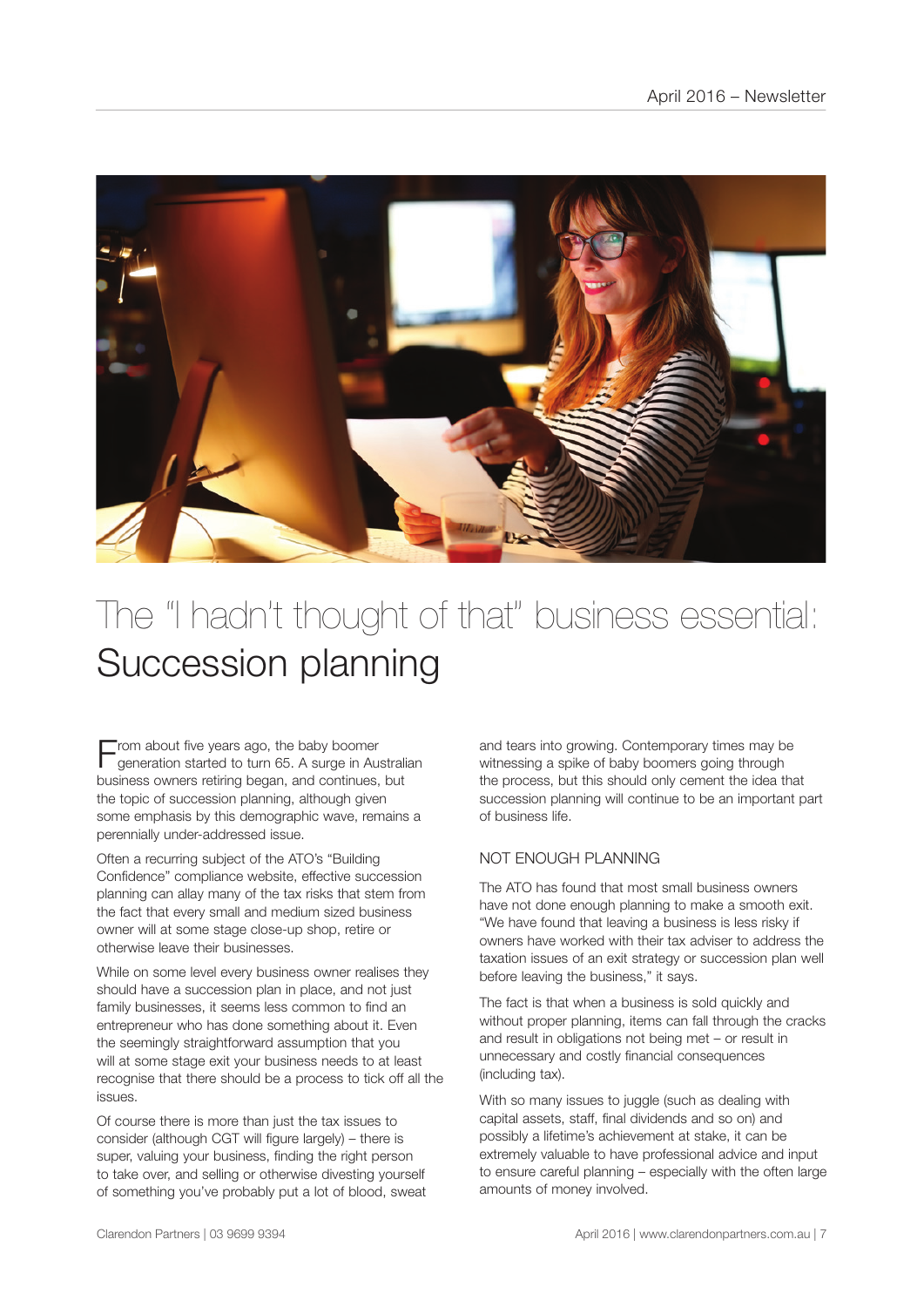# The "I hadn't thought of that" business essential: Succession planning

From about five years ago, the baby boomer generation started to turn 65. A surge in Australian business owners retiring began, and continues, but the topic of succession planning, although given some emphasis by this demographic wave, remains a perennially under-addressed issue.

Often a recurring subject of the ATO's "Building Confidence" compliance website, effective succession planning can allay many of the tax risks that stem from the fact that every small and medium sized business owner will at some stage close-up shop, retire or otherwise leave their businesses.

While on some level every business owner realises they should have a succession plan in place, and not just family businesses, it seems less common to find an entrepreneur who has done something about it. Even the seemingly straightforward assumption that you will at some stage exit your business needs to at least recognise that there should be a process to tick off all the issues.

Of course there is more than just the tax issues to consider (although CGT will figure largely) – there is super, valuing your business, finding the right person to take over, and selling or otherwise divesting yourself of something you've probably put a lot of blood, sweat and tears into growing. Contemporary times may be witnessing a spike of baby boomers going through the process, but this should only cement the idea that succession planning will continue to be an important part of business life.

## NOT ENOUGH PLANNING

The ATO has found that most small business owners have not done enough planning to make a smooth exit. "We have found that leaving a business is less risky if owners have worked with their tax adviser to address the taxation issues of an exit strategy or succession plan well before leaving the business," it says.

The fact is that when a business is sold quickly and without proper planning, items can fall through the cracks and result in obligations not being met – or result in unnecessary and costly financial consequences (including tax).

With so many issues to juggle (such as dealing with capital assets, staff, final dividends and so on) and possibly a lifetime's achievement at stake, it can be extremely valuable to have professional advice and input to ensure careful planning – especially with the often large amounts of money involved.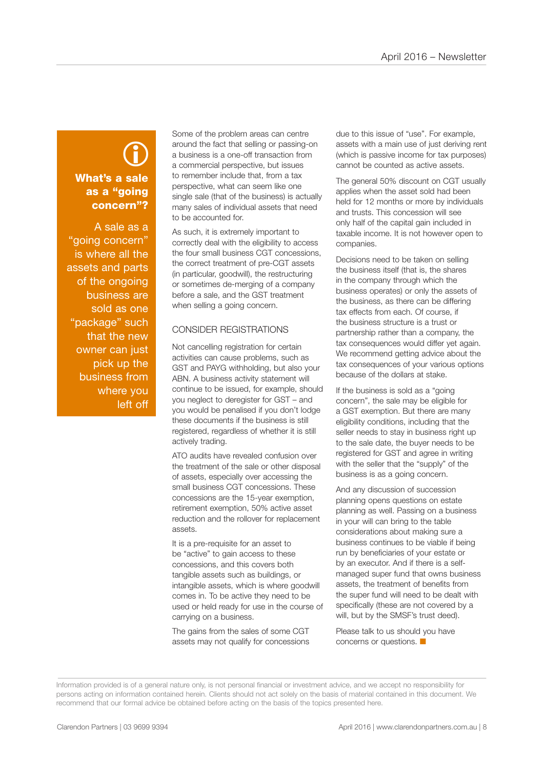**What's a sale as a "going concern"?**

A sale as a "going concern" is where all the assets and parts of the ongoing business are sold as one "package" such that the new owner can just pick up the business from where you left off

Some of the problem areas can centre around the fact that selling or passing-on a business is a one-off transaction from a commercial perspective, but issues to remember include that, from a tax perspective, what can seem like one single sale (that of the business) is actually many sales of individual assets that need to be accounted for.

As such, it is extremely important to correctly deal with the eligibility to access the four small business CGT concessions, the correct treatment of pre-CGT assets (in particular, goodwill), the restructuring or sometimes de-merging of a company before a sale, and the GST treatment when selling a going concern.

## CONSIDER REGISTRATIONS

Not cancelling registration for certain activities can cause problems, such as GST and PAYG withholding, but also your ABN. A business activity statement will continue to be issued, for example, should you neglect to deregister for GST – and you would be penalised if you don't lodge these documents if the business is still registered, regardless of whether it is still actively trading.

ATO audits have revealed confusion over the treatment of the sale or other disposal of assets, especially over accessing the small business CGT concessions. These concessions are the 15-year exemption, retirement exemption, 50% active asset reduction and the rollover for replacement assets.

It is a pre-requisite for an asset to be "active" to gain access to these concessions, and this covers both tangible assets such as buildings, or intangible assets, which is where goodwill comes in. To be active they need to be used or held ready for use in the course of carrying on a business.

The gains from the sales of some CGT assets may not qualify for concessions due to this issue of "use". For example, assets with a main use of just deriving rent (which is passive income for tax purposes) cannot be counted as active assets.

The general 50% discount on CGT usually applies when the asset sold had been held for 12 months or more by individuals and trusts. This concession will see only half of the capital gain included in taxable income. It is not however open to companies.

Decisions need to be taken on selling the business itself (that is, the shares in the company through which the business operates) or only the assets of the business, as there can be differing tax effects from each. Of course, if the business structure is a trust or partnership rather than a company, the tax consequences would differ yet again. We recommend getting advice about the tax consequences of your various options because of the dollars at stake.

If the business is sold as a "going concern", the sale may be eligible for a GST exemption. But there are many eligibility conditions, including that the seller needs to stay in business right up to the sale date, the buyer needs to be registered for GST and agree in writing with the seller that the "supply" of the business is as a going concern.

And any discussion of succession planning opens questions on estate planning as well. Passing on a business in your will can bring to the table considerations about making sure a business continues to be viable if being run by beneficiaries of your estate or by an executor. And if there is a self-managed super fund that owns business assets, the treatment of benefits from the super fund will need to be dealt with specifically (these are not covered by a will, but by the SMSF's trust deed).

Please talk to us should you have concerns or questions. ■

Information provided is of a general nature only, is not personal financial or investment advice, and we accept no responsibility for persons acting on information contained herein. Clients should not act solely on the basis of material contained in this document. We recommend that our formal advice be obtained before acting on the basis of the topics presented here.